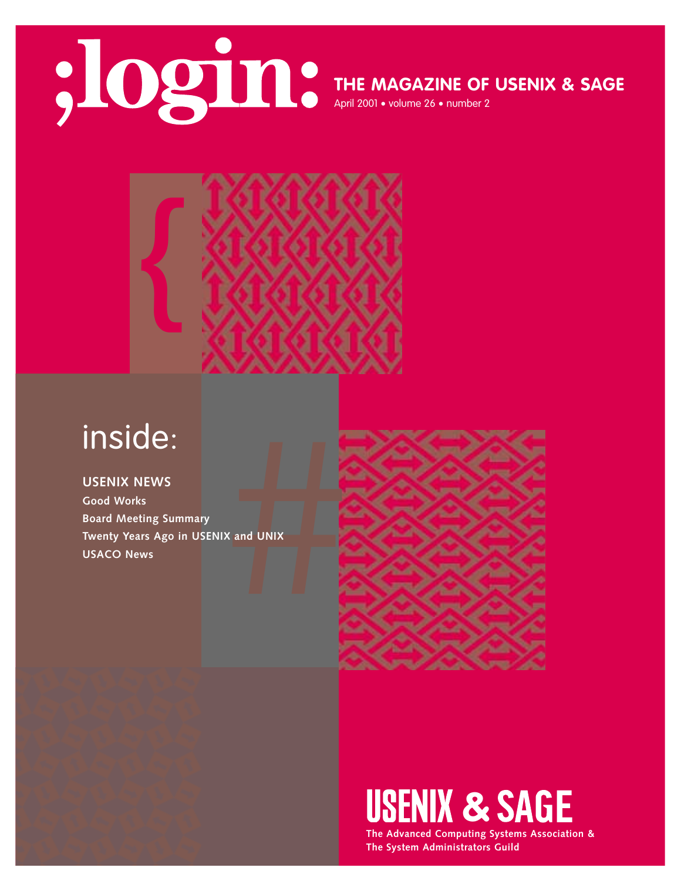# ;login:

## THE MAGAZINE OF USENIX & SAGE

April 2001 • volume 26 • number 2

## inside:

**USENIX NEWS**

**Good Works**

**Board Meeting Summary**

**Twenty Years Ago in USENIX and UNIX**

**USACO News**

# USENIX & SAGE

**The Advanced Computing Systems Association & The System Administrators Guild**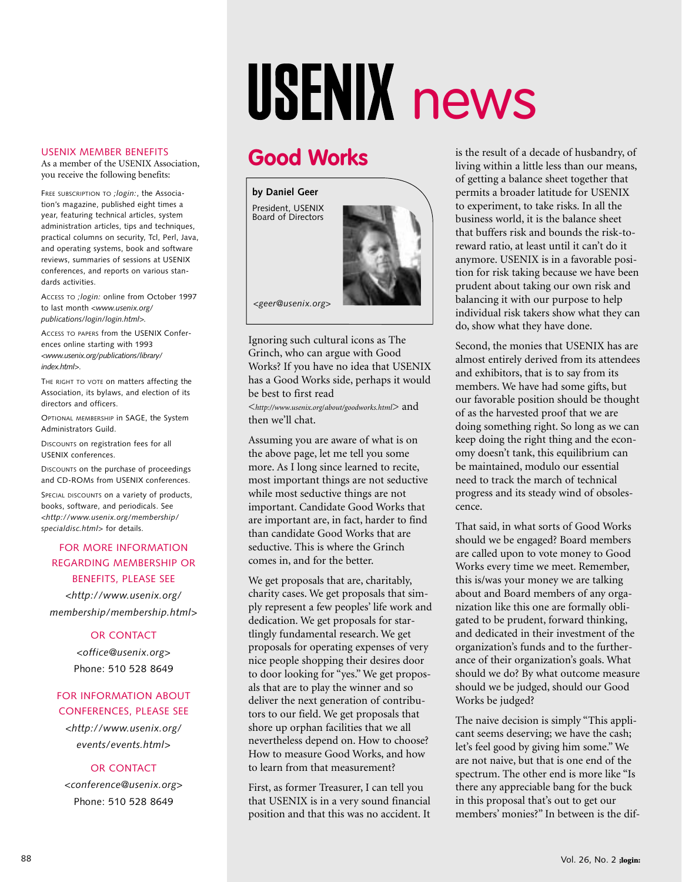# USENIX news

**USENIX MEMBER BENEFITS**

As a member of the USENIX Association, you receive the following benefits:

FREE SUBSCRIPTION TO *;login:*, the Association's magazine, published eight times a year, featuring technical articles, system administration articles, tips and techniques, practical columns on security, Tcl, Perl, Java, and operating systems, book and software reviews, summaries of sessions at USENIX conferences, and reports on various standards activities.

ACCESS TO *;login:* online from October 1997 to last month *<www.usenix.org/publications/login/login.html>*.

ACCESS TO PAPERS from the USENIX Conferences online starting with 1993 *<www.usenix.org/publications/library/index.html>*.

THE RIGHT TO VOTE on matters affecting the Association, its bylaws, and election of its directors and officers.

OPTIONAL MEMBERSHIP in SAGE, the System Administrators Guild.

DISCOUNTS on registration fees for all USENIX conferences.

DISCOUNTS on the purchase of proceedings and CD-ROMs from USENIX conferences.

SPECIAL DISCOUNTS on a variety of products, books, software, and periodicals. See *<http://www.usenix.org/membership/specialdisc.html>* for details.

FOR MORE INFORMATION REGARDING MEMBERSHIP OR BENEFITS, PLEASE SEE *<http://www.usenix.org/membership/membership.html>*

OR CONTACT *<office@usenix.org>* Phone: 510 528 8649

FOR INFORMATION ABOUT CONFERENCES, PLEASE SEE *<http://www.usenix.org/events/events.html>*

OR CONTACT *<conference@usenix.org>* Phone: 510 528 8649

## Good Works

**by Daniel Geer**

President, USENIX Board of Directors

*<geer@usenix.org>*

Ignoring such cultural icons as The Grinch, who can argue with Good Works? If you have no idea that USENIX has a Good Works side, perhaps it would be best to first read <*http://www.usenix.org/about/goodworks.html*> and then we'll chat.

Assuming you are aware of what is on the above page, let me tell you some more. As I long since learned to recite, most important things are not seductive while most seductive things are not important. Candidate Good Works that are important are, in fact, harder to find than candidate Good Works that are seductive. This is where the Grinch comes in, and for the better.

We get proposals that are, charitably, charity cases. We get proposals that simply represent a few peoples' life work and dedication. We get proposals for startlingly fundamental research. We get proposals for operating expenses of very nice people shopping their desires door to door looking for "yes." We get proposals that are to play the winner and so deliver the next generation of contributors to our field. We get proposals that shore up orphan facilities that we all nevertheless depend on. How to choose? How to measure Good Works, and how to learn from that measurement?

First, as former Treasurer, I can tell you that USENIX is in a very sound financial position and that this was no accident. It is the result of a decade of husbandry, of living within a little less than our means, of getting a balance sheet together that permits a broader latitude for USENIX to experiment, to take risks. In all the business world, it is the balance sheet that buffers risk and bounds the risk-to-reward ratio, at least until it can't do it anymore. USENIX is in a favorable position for risk taking because we have been prudent about taking our own risk and balancing it with our purpose to help individual risk takers show what they can do, show what they have done.

Second, the monies that USENIX has are almost entirely derived from its attendees and exhibitors, that is to say from its members. We have had some gifts, but our favorable position should be thought of as the harvested proof that we are doing something right. So long as we can keep doing the right thing and the economy doesn't tank, this equilibrium can be maintained, modulo our essential need to track the march of technical progress and its steady wind of obsolescence.

That said, in what sorts of Good Works should we be engaged? Board members are called upon to vote money to Good Works every time we meet. Remember, this is/was your money we are talking about and Board members of any organization like this one are formally obligated to be prudent, forward thinking, and dedicated in their investment of the organization's funds and to the furtherance of their organization's goals. What should we do? By what outcome measure should we be judged, should our Good Works be judged?

The naive decision is simply "This applicant seems deserving; we have the cash; let's feel good by giving him some." We are not naive, but that is one end of the spectrum. The other end is more like "Is there any appreciable bang for the buck in this proposal that's out to get our members' monies?" In between is the dif-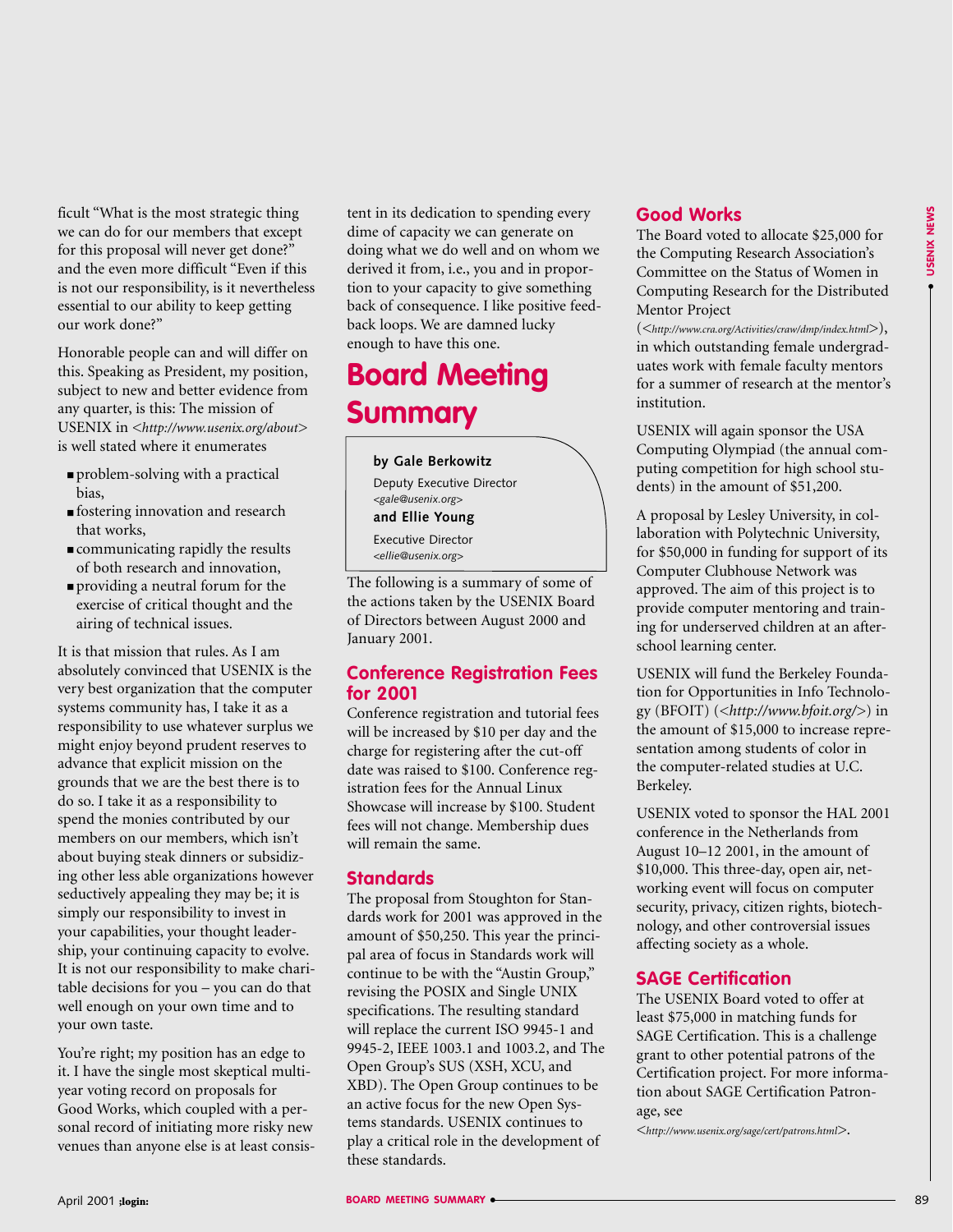ficult "What is the most strategic thing we can do for our members that except for this proposal will never get done?" and the even more difficult "Even if this is not our responsibility, is it nevertheless essential to our ability to keep getting our work done?"

Honorable people can and will differ on this. Speaking as President, my position, subject to new and better evidence from any quarter, is this: The mission of USENIX in <*http://www.usenix.org/about*> is well stated where it enumerates

- problem-solving with a practical bias,
- fostering innovation and research that works,
- communicating rapidly the results of both research and innovation,
- providing a neutral forum for the exercise of critical thought and the airing of technical issues.

It is that mission that rules. As I am absolutely convinced that USENIX is the very best organization that the computer systems community has, I take it as a responsibility to use whatever surplus we might enjoy beyond prudent reserves to advance that explicit mission on the grounds that we are the best there is to do so. I take it as a responsibility to spend the monies contributed by our members on our members, which isn't about buying steak dinners or subsidizing other less able organizations however seductively appealing they may be; it is simply our responsibility to invest in your capabilities, your thought leadership, your continuing capacity to evolve. It is not our responsibility to make charitable decisions for you – you can do that well enough on your own time and to your own taste.

You're right; my position has an edge to it. I have the single most skeptical multiyear voting record on proposals for Good Works, which coupled with a personal record of initiating more risky new venues than anyone else is at least consistent in its dedication to spending every dime of capacity we can generate on doing what we do well and on whom we derived it from, i.e., you and in proportion to your capacity to give something back of consequence. I like positive feedback loops. We are damned lucky enough to have this one.

# Board Meeting Summary

**by Gale Berkowitz**

Deputy Executive Director
<*gale@usenix.org*>

**and Ellie Young**

Executive Director
<*ellie@usenix.org*>

The following is a summary of some of the actions taken by the USENIX Board of Directors between August 2000 and January 2001.

## Conference Registration Fees for 2001

Conference registration and tutorial fees will be increased by $10 per day and the charge for registering after the cut-off date was raised to $100. Conference registration fees for the Annual Linux Showcase will increase by $100. Student fees will not change. Membership dues will remain the same.

## Standards

The proposal from Stoughton for Standards work for 2001 was approved in the amount of $50,250. This year the principal area of focus in Standards work will continue to be with the "Austin Group," revising the POSIX and Single UNIX specifications. The resulting standard will replace the current ISO 9945-1 and 9945-2, IEEE 1003.1 and 1003.2, and The Open Group's SUS (XSH, XCU, and XBD). The Open Group continues to be an active focus for the new Open Systems standards. USENIX continues to play a critical role in the development of these standards.

## Good Works

The Board voted to allocate $25,000 for the Computing Research Association's Committee on the Status of Women in Computing Research for the Distributed Mentor Project (<*http://www.cra.org/Activities/craw/dmp/index.html*>), in which outstanding female undergraduates work with female faculty mentors for a summer of research at the mentor's institution.

USENIX will again sponsor the USA Computing Olympiad (the annual computing competition for high school students) in the amount of $51,200.

A proposal by Lesley University, in collaboration with Polytechnic University, for $50,000 in funding for support of its Computer Clubhouse Network was approved. The aim of this project is to provide computer mentoring and training for underserved children at an afterschool learning center.

USENIX will fund the Berkeley Foundation for Opportunities in Info Technology (BFOIT) (<*http://www.bfoit.org/*>) in the amount of $15,000 to increase representation among students of color in the computer-related studies at U.C. Berkeley.

USENIX voted to sponsor the HAL 2001 conference in the Netherlands from August 10–12 2001, in the amount of $10,000. This three-day, open air, networking event will focus on computer security, privacy, citizen rights, biotechnology, and other controversial issues affecting society as a whole.

## SAGE Certification

The USENIX Board voted to offer at least $75,000 in matching funds for SAGE Certification. This is a challenge grant to other potential patrons of the Certification project. For more information about SAGE Certification Patronage, see

<*http://www.usenix.org/sage/cert/patrons.html*>.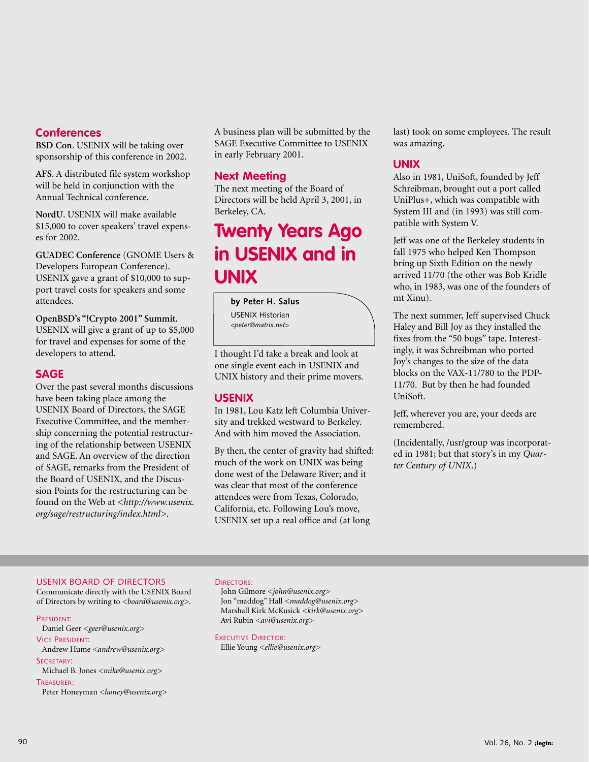## Conferences

**BSD Con**. USENIX will be taking over sponsorship of this conference in 2002.

**AFS**. A distributed file system workshop will be held in conjunction with the Annual Technical conference.

**NordU**. USENIX will make available $15,000 to cover speakers' travel expenses for 2002.

**GUADEC Conference** (GNOME Users & Developers European Conference). USENIX gave a grant of $10,000 to support travel costs for speakers and some attendees.

**OpenBSD's "!Crypto 2001" Summit.** USENIX will give a grant of up to $5,000 for travel and expenses for some of the developers to attend.

## SAGE

Over the past several months discussions have been taking place among the USENIX Board of Directors, the SAGE Executive Committee, and the membership concerning the potential restructuring of the relationship between USENIX and SAGE. An overview of the direction of SAGE, remarks from the President of the Board of USENIX, and the Discussion Points for the restructuring can be found on the Web at <*http://www.usenix.org/sage/restructuring/index.html*>.

A business plan will be submitted by the SAGE Executive Committee to USENIX in early February 2001.

## Next Meeting

The next meeting of the Board of Directors will be held April 3, 2001, in Berkeley, CA.

# Twenty Years Ago in USENIX and in UNIX

**by Peter H. Salus**
USENIX Historian
*<peter@matrix.net>*

I thought I'd take a break and look at one single event each in USENIX and UNIX history and their prime movers.

## USENIX

In 1981, Lou Katz left Columbia University and trekked westward to Berkeley. And with him moved the Association.

By then, the center of gravity had shifted: much of the work on UNIX was being done west of the Delaware River; and it was clear that most of the conference attendees were from Texas, Colorado, California, etc. Following Lou's move, USENIX set up a real office and (at long last) took on some employees. The result was amazing.

## UNIX

Also in 1981, UniSoft, founded by Jeff Schreibman, brought out a port called UniPlus+, which was compatible with System III and (in 1993) was still compatible with System V.

Jeff was one of the Berkeley students in fall 1975 who helped Ken Thompson bring up Sixth Edition on the newly arrived 11/70 (the other was Bob Kridle who, in 1983, was one of the founders of mt Xinu).

The next summer, Jeff supervised Chuck Haley and Bill Joy as they installed the fixes from the "50 bugs" tape. Interestingly, it was Schreibman who ported Joy's changes to the size of the data blocks on the VAX-11/780 to the PDP-11/70. But by then he had founded UniSoft.

Jeff, wherever you are, your deeds are remembered.

(Incidentally, /usr/group was incorporated in 1981; but that story's in my *Quarter Century of UNIX*.)

---

USENIX BOARD OF DIRECTORS

Communicate directly with the USENIX Board of Directors by writing to <*board@usenix.org*>.

PRESIDENT:
Daniel Geer <*geer@usenix.org*>

VICE PRESIDENT:
Andrew Hume <*andrew@usenix.org*>

SECRETARY:
Michael B. Jones <*mike@usenix.org*>

TREASURER:
Peter Honeyman <*honey@usenix.org*>

DIRECTORS:
John Gilmore <*john@usenix.org*>
Jon "maddog" Hall <*maddog@usenix.org*>
Marshall Kirk McKusick <*kirk@usenix.org*>
Avi Rubin <*avi@usenix.org*>

EXECUTIVE DIRECTOR:
Ellie Young <*ellie@usenix.org*>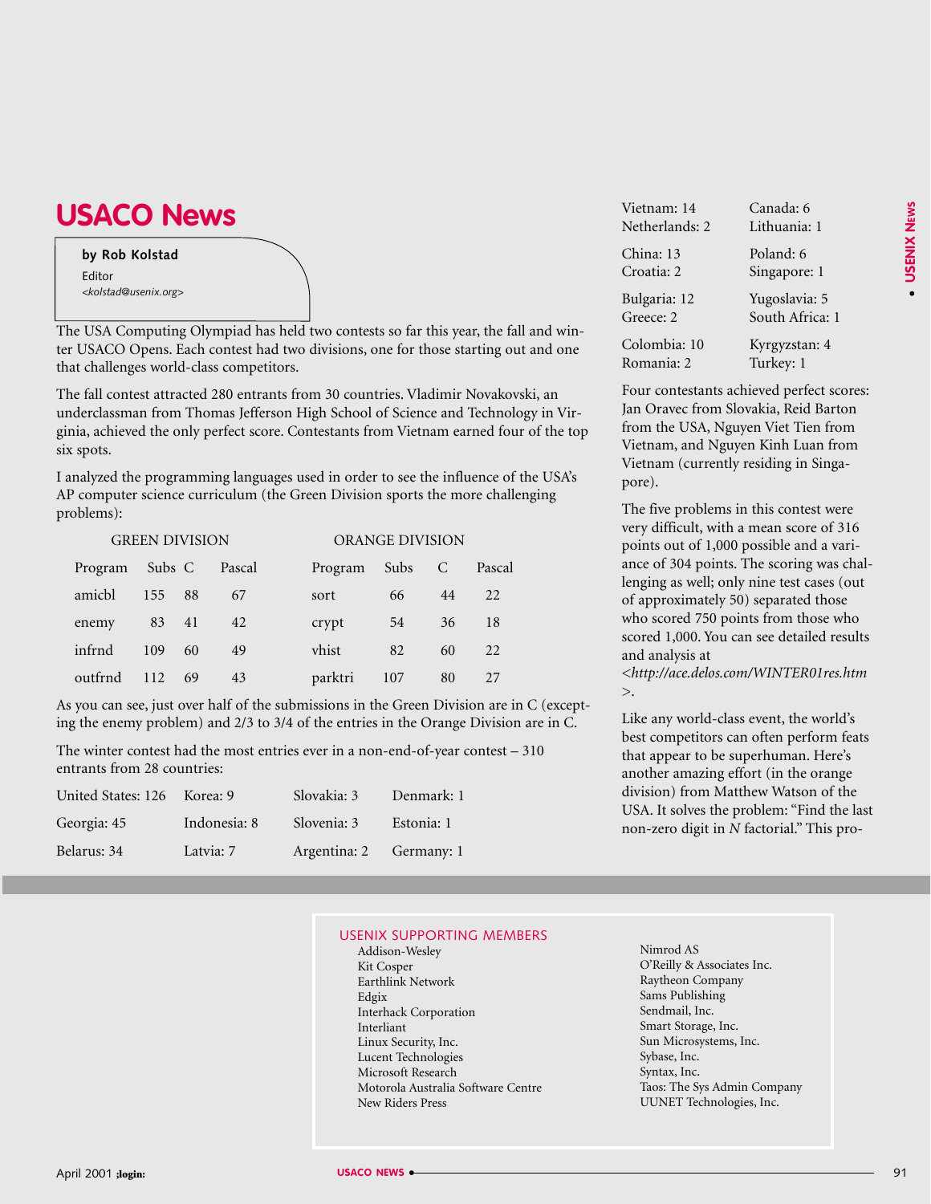# USACO News

**by Rob Kolstad**

Editor
*<kolstad@usenix.org>*

The USA Computing Olympiad has held two contests so far this year, the fall and winter USACO Opens. Each contest had two divisions, one for those starting out and one that challenges world-class competitors.

The fall contest attracted 280 entrants from 30 countries. Vladimir Novakovski, an underclassman from Thomas Jefferson High School of Science and Technology in Virginia, achieved the only perfect score. Contestants from Vietnam earned four of the top six spots.

I analyzed the programming languages used in order to see the influence of the USA's AP computer science curriculum (the Green Division sports the more challenging problems):

| GREEN DIVISION | | | | ORANGE DIVISION | | | |
|---|---|---|---|---|---|---|---|
| Program | Subs | C | Pascal | Program | Subs | C | Pascal |
| amicbl | 155 | 88 | 67 | sort | 66 | 44 | 22 |
| enemy | 83 | 41 | 42 | crypt | 54 | 36 | 18 |
| infrnd | 109 | 60 | 49 | vhist | 82 | 60 | 22 |
| outfrnd | 112 | 69 | 43 | parktri | 107 | 80 | 27 |

As you can see, just over half of the submissions in the Green Division are in C (excepting the enemy problem) and 2/3 to 3/4 of the entries in the Orange Division are in C.

The winter contest had the most entries ever in a non-end-of-year contest – 310 entrants from 28 countries:

| | | | |
|---|---|---|---|
| United States: 126 | Korea: 9 | Slovakia: 3 | Denmark: 1 |
| Georgia: 45 | Indonesia: 8 | Slovenia: 3 | Estonia: 1 |
| Belarus: 34 | Latvia: 7 | Argentina: 2 | Germany: 1 |
| Vietnam: 14 | Netherlands: 2 | Canada: 6 | Lithuania: 1 |
| China: 13 | Croatia: 2 | Poland: 6 | Singapore: 1 |
| Bulgaria: 12 | Greece: 2 | Yugoslavia: 5 | South Africa: 1 |
| Colombia: 10 | Romania: 2 | Kyrgyzstan: 4 | Turkey: 1 |

Four contestants achieved perfect scores: Jan Oravec from Slovakia, Reid Barton from the USA, Nguyen Viet Tien from Vietnam, and Nguyen Kinh Luan from Vietnam (currently residing in Singapore).

The five problems in this contest were very difficult, with a mean score of 316 points out of 1,000 possible and a variance of 304 points. The scoring was challenging as well; only nine test cases (out of approximately 50) separated those who scored 750 points from those who scored 1,000. You can see detailed results and analysis at *<http://ace.delos.com/WINTER01res.htm>*.

Like any world-class event, the world's best competitors can often perform feats that appear to be superhuman. Here's another amazing effort (in the orange division) from Matthew Watson of the USA. It solves the problem: "Find the last non-zero digit in *N* factorial." This pro-

USENIX SUPPORTING MEMBERS

Addison-Wesley
Kit Cosper
Earthlink Network
Edgix
Interhack Corporation
Interliant
Linux Security, Inc.
Lucent Technologies
Microsoft Research
Motorola Australia Software Centre
New Riders Press
Nimrod AS
O'Reilly & Associates Inc.
Raytheon Company
Sams Publishing
Sendmail, Inc.
Smart Storage, Inc.
Sun Microsystems, Inc.
Sybase, Inc.
Syntax, Inc.
Taos: The Sys Admin Company
UUNET Technologies, Inc.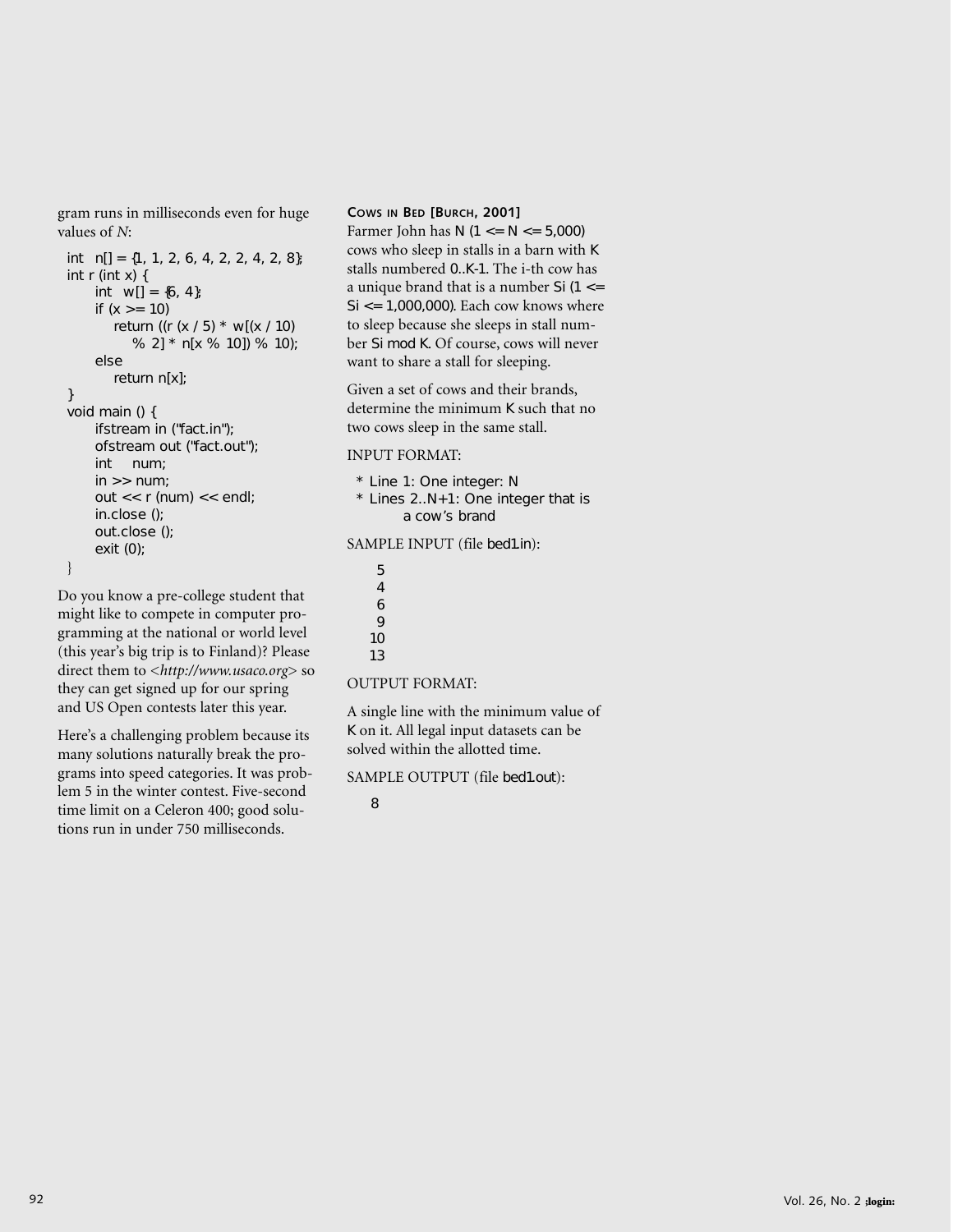gram runs in milliseconds even for huge values of *N*:

```
int  n[] = {1, 1, 2, 6, 4, 2, 2, 4, 2, 8};
int r (int x) {
    int  w[] = {6, 4};
    if (x >= 10)
        return ((r (x / 5) * w[(x / 10)
            % 2] * n[x % 10]) % 10);
    else
        return n[x];
}
void main () {
    ifstream in ("fact.in");
    ofstream out ("fact.out");
    int   num;
    in >> num;
    out << r (num) << endl;
    in.close ();
    out.close ();
    exit (0);
}
```

Do you know a pre-college student that might like to compete in computer programming at the national or world level (this year's big trip is to Finland)? Please direct them to <*http://www.usaco.org*> so they can get signed up for our spring and US Open contests later this year.

Here's a challenging problem because its many solutions naturally break the programs into speed categories. It was problem 5 in the winter contest. Five-second time limit on a Celeron 400; good solutions run in under 750 milliseconds.

### Cows in Bed [Burch, 2001]

Farmer John has N (1 <= N <= 5,000) cows who sleep in stalls in a barn with K stalls numbered 0..K-1. The i-th cow has a unique brand that is a number Si (1 <= Si <= 1,000,000). Each cow knows where to sleep because she sleeps in stall number Si mod K. Of course, cows will never want to share a stall for sleeping.

Given a set of cows and their brands, determine the minimum K such that no two cows sleep in the same stall.

INPUT FORMAT:

```
* Line 1: One integer: N
* Lines 2..N+1: One integer that is
        a cow's brand
```

SAMPLE INPUT (file bed1.in):

```
 5
 4
 6
 9
10
13
```

OUTPUT FORMAT:

A single line with the minimum value of K on it. All legal input datasets can be solved within the allotted time.

SAMPLE OUTPUT (file bed1.out):

```
8
```